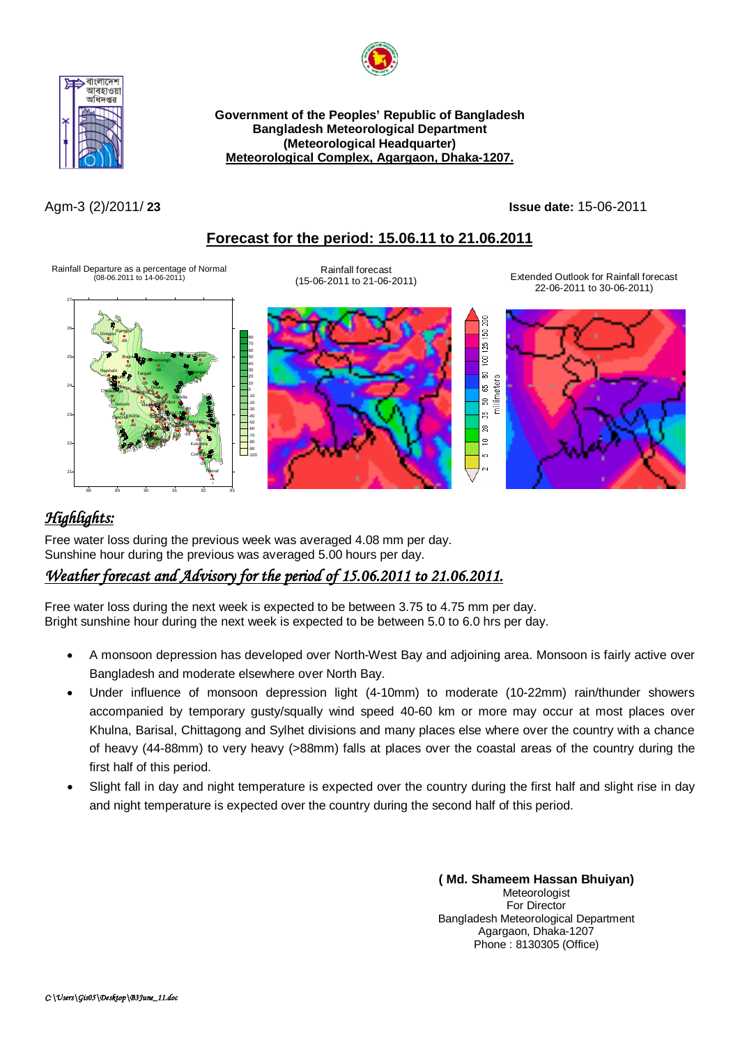**Government of the Peoples' Republic of Bangladesh**
**Bangladesh Meteorological Department**
**(Meteorological Headquarter)**
**Meteorological Complex, Agargaon, Dhaka-1207.**

Agm-3 (2)/2011/ **23** **Issue date:** 15-06-2011

## Forecast for the period: 15.06.11 to 21.06.2011

Rainfall Departure as a percentage of Normal (08-06.2011 to 14-06-2011)

Rainfall forecast (15-06-2011 to 21-06-2011)

Extended Outlook for Rainfall forecast 22-06-2011 to 30-06-2011)

## *Highlights:*

Free water loss during the previous week was averaged 4.08 mm per day.
Sunshine hour during the previous was averaged 5.00 hours per day.

## *Weather forecast and Advisory for the period of 15.06.2011 to 21.06.2011.*

Free water loss during the next week is expected to be between 3.75 to 4.75 mm per day.
Bright sunshine hour during the next week is expected to be between 5.0 to 6.0 hrs per day.

- A monsoon depression has developed over North-West Bay and adjoining area. Monsoon is fairly active over Bangladesh and moderate elsewhere over North Bay.
- Under influence of monsoon depression light (4-10mm) to moderate (10-22mm) rain/thunder showers accompanied by temporary gusty/squally wind speed 40-60 km or more may occur at most places over Khulna, Barisal, Chittagong and Sylhet divisions and many places else where over the country with a chance of heavy (44-88mm) to very heavy (>88mm) falls at places over the coastal areas of the country during the first half of this period.
- Slight fall in day and night temperature is expected over the country during the first half and slight rise in day and night temperature is expected over the country during the second half of this period.

**( Md. Shameem Hassan Bhuiyan)**
Meteorologist
For Director
Bangladesh Meteorological Department
Agargaon, Dhaka-1207
Phone : 8130305 (Office)

*C:\Users\Gis05\Desktop\B3June_11.doc*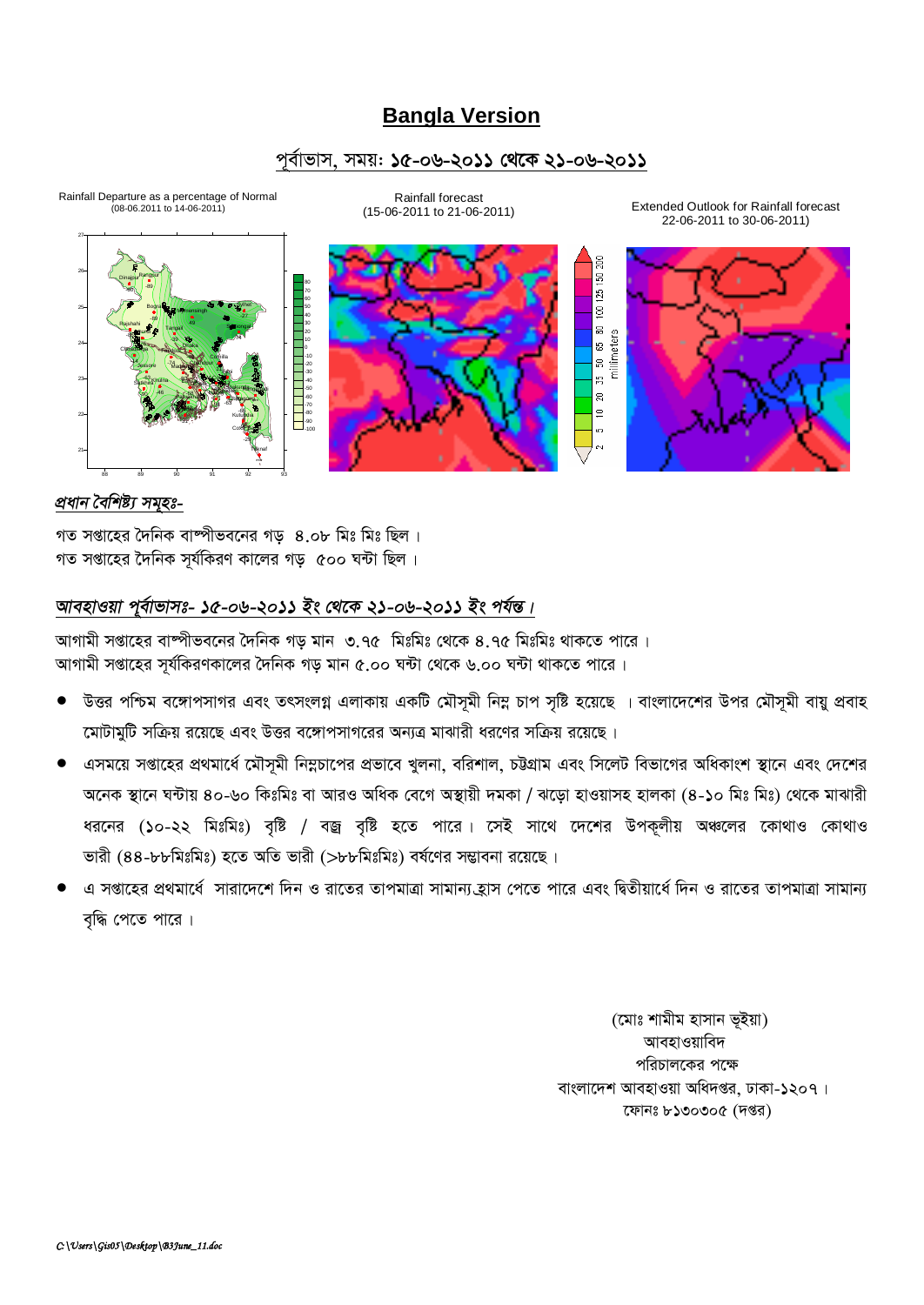# Bangla Version

## পূর্বাভাস, সময়: ১৫-০৬-২০১১ থেকে ২১-০৬-২০১১

Rainfall Departure as a percentage of Normal (08-06.2011 to 14-06-2011)

Rainfall forecast (15-06-2011 to 21-06-2011)

Extended Outlook for Rainfall forecast 22-06-2011 to 30-06-2011)

### *প্রধান বৈশিষ্ট্য সমূহঃ-*

গত সপ্তাহের দৈনিক বাষ্পীভবনের গড় ৪.০৮ মিঃ মিঃ ছিল ।
গত সপ্তাহের দৈনিক সূর্যকিরণ কালের গড় ৫০০ ঘন্টা ছিল ।

### *আবহাওয়া পূর্বাভাসঃ- ১৫-০৬-২০১১ ইং থেকে ২১-০৬-২০১১ ইং পর্যন্ত ।*

আগামী সপ্তাহের বাষ্পীভবনের দৈনিক গড় মান ৩.৭৫ মিঃমিঃ থেকে ৪.৭৫ মিঃমিঃ থাকতে পারে ।
আগামী সপ্তাহের সূর্যকিরণকালের দৈনিক গড় মান ৫.০০ ঘন্টা থেকে ৬.০০ ঘন্টা থাকতে পারে ।

- উত্তর পশ্চিম বঙ্গোপসাগর এবং তৎসংলগ্ন এলাকায় একটি মৌসুমী নিম্ন চাপ সৃষ্টি হয়েছে । বাংলাদেশের উপর মৌসুমী বায়ু প্রবাহ মোটামুটি সক্রিয় রয়েছে এবং উত্তর বঙ্গোপসাগরের অন্যত্র মাঝারী ধরণের সক্রিয় রয়েছে ।
- এসময়ে সপ্তাহের প্রথমার্ধে মৌসুমী নিম্নচাপের প্রভাবে খুলনা, বরিশাল, চট্টগ্রাম এবং সিলেট বিভাগের অধিকাংশ স্থানে এবং দেশের অনেক স্থানে ঘন্টায় ৪০-৬০ কিঃমিঃ বা আরও অধিক বেগে অস্থায়ী দমকা / ঝড়ো হাওয়াসহ হালকা (৪-১০ মিঃ মিঃ) থেকে মাঝারী ধরনের (১০-২২ মিঃমিঃ) বৃষ্টি / বজ্র বৃষ্টি হতে পারে। সেই সাথে দেশের উপকূলীয় অঞ্চলের কোথাও কোথাও ভারী (৪৪-৮৮মিঃমিঃ) হতে অতি ভারী (>৮৮মিঃমিঃ) বর্ষণের সম্ভাবনা রয়েছে ।
- এ সপ্তাহের প্রথমার্ধে সারাদেশে দিন ও রাতের তাপমাত্রা সামান্য হ্রাস পেতে পারে এবং দ্বিতীয়ার্ধে দিন ও রাতের তাপমাত্রা সামান্য বৃদ্ধি পেতে পারে ।

(মোঃ শামীম হাসান ভূইয়া)
আবহাওয়াবিদ
পরিচালকের পক্ষে
বাংলাদেশ আবহাওয়া অধিদপ্তর, ঢাকা-১২০৭ ।
ফোনঃ ৮১৩০৩০৫ (দপ্তর)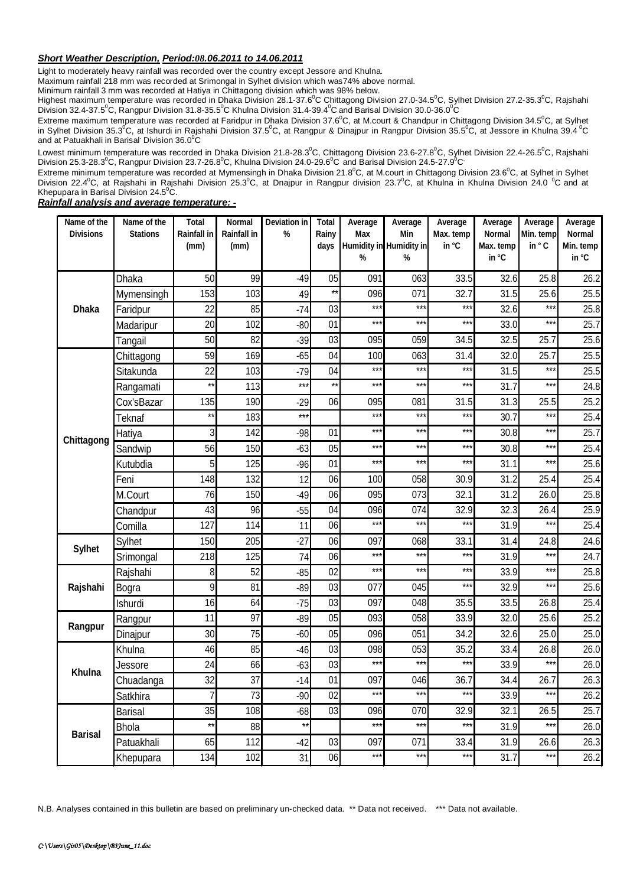***Short Weather Description, Period:08.06.2011 to 14.06.2011***

Light to moderately heavy rainfall was recorded over the country except Jessore and Khulna.

Maximum rainfall 218 mm was recorded at Srimongal in Sylhet division which was74% above normal.

Minimum rainfall 3 mm was recorded at Hatiya in Chittagong division which was 98% below.

Highest maximum temperature was recorded in Dhaka Division 28.1-37.6$^0$C Chittagong Division 27.0-34.5$^0$C, Sylhet Division 27.2-35.3$^0$C, Rajshahi Division 32.4-37.5$^0$C, Rangpur Division 31.8-35.5$^0$C Khulna Division 31.4-39.4$^0$C and Barisal Division 30.0-36.0$^0$C

Extreme maximum temperature was recorded at Faridpur in Dhaka Division 37.6$^0$C, at M.court & Chandpur in Chittagong Division 34.5$^0$C, at Sylhet in Sylhet Division 35.3$^0$C, at Ishurdi in Rajshahi Division 37.5$^0$C, at Rangpur & Dinajpur in Rangpur Division 35.5$^0$C, at Jessore in Khulna 39.4 $^0$C and at Patuakhali in Barisal Division 36.0$^0$C

Lowest minimum temperature was recorded in Dhaka Division 21.8-28.3$^0$C, Chittagong Division 23.6-27.8$^0$C, Sylhet Division 22.4-26.5$^0$C, Rajshahi Division 25.3-28.3$^0$C, Rangpur Division 23.7-26.8$^0$C, Khulna Division 24.0-29.6$^0$C and Barisal Division 24.5-27.9$^0$C.

Extreme minimum temperature was recorded at Mymensingh in Dhaka Division 21.8$^0$C, at M.court in Chittagong Division 23.6$^0$C, at Sylhet in Sylhet Division 22.4$^0$C, at Rajshahi in Rajshahi Division 25.3$^0$C, at Dnajpur in Rangpur division 23.7$^0$C, at Khulna in Khulna Division 24.0 $^0$C and at Khepupara in Barisal Division 24.5$^0$C.

***Rainfall analysis and average temperature: -***

| Name of the Divisions | Name of the Stations | Total Rainfall in (mm) | Normal Rainfall in (mm) | Deviation in % | Total Rainy days | Average Max Humidity in % | Average Min Humidity in % | Average Max. temp in °C | Average Normal Max. temp in °C | Average Min. temp in ° C | Average Normal Min. temp in °C |
|---|---|---|---|---|---|---|---|---|---|---|---|
| Dhaka | Dhaka | 50 | 99 | -49 | 05 | 091 | 063 | 33.5 | 32.6 | 25.8 | 26.2 |
| | Mymensingh | 153 | 103 | 49 | ** | 096 | 071 | 32.7 | 31.5 | 25.6 | 25.5 |
| | Faridpur | 22 | 85 | -74 | 03 | *** | *** | *** | 32.6 | *** | 25.8 |
| | Madaripur | 20 | 102 | -80 | 01 | *** | *** | *** | 33.0 | *** | 25.7 |
| | Tangail | 50 | 82 | -39 | 03 | 095 | 059 | 34.5 | 32.5 | 25.7 | 25.6 |
| Chittagong | Chittagong | 59 | 169 | -65 | 04 | 100 | 063 | 31.4 | 32.0 | 25.7 | 25.5 |
| | Sitakunda | 22 | 103 | -79 | 04 | *** | *** | *** | 31.5 | *** | 25.5 |
| | Rangamati | ** | 113 | *** | ** | *** | *** | *** | 31.7 | *** | 24.8 |
| | Cox'sBazar | 135 | 190 | -29 | 06 | 095 | 081 | 31.5 | 31.3 | 25.5 | 25.2 |
| | Teknaf | ** | 183 | *** | | *** | *** | *** | 30.7 | *** | 25.4 |
| | Hatiya | 3 | 142 | -98 | 01 | *** | *** | *** | 30.8 | *** | 25.7 |
| | Sandwip | 56 | 150 | -63 | 05 | *** | *** | *** | 30.8 | *** | 25.4 |
| | Kutubdia | 5 | 125 | -96 | 01 | *** | *** | *** | 31.1 | *** | 25.6 |
| | Feni | 148 | 132 | 12 | 06 | 100 | 058 | 30.9 | 31.2 | 25.4 | 25.4 |
| | M.Court | 76 | 150 | -49 | 06 | 095 | 073 | 32.1 | 31.2 | 26.0 | 25.8 |
| | Chandpur | 43 | 96 | -55 | 04 | 096 | 074 | 32.9 | 32.3 | 26.4 | 25.9 |
| | Comilla | 127 | 114 | 11 | 06 | *** | *** | *** | 31.9 | *** | 25.4 |
| Sylhet | Sylhet | 150 | 205 | -27 | 06 | 097 | 068 | 33.1 | 31.4 | 24.8 | 24.6 |
| | Srimongal | 218 | 125 | 74 | 06 | *** | *** | *** | 31.9 | *** | 24.7 |
| Rajshahi | Rajshahi | 8 | 52 | -85 | 02 | *** | *** | *** | 33.9 | *** | 25.8 |
| | Bogra | 9 | 81 | -89 | 03 | 077 | 045 | *** | 32.9 | *** | 25.6 |
| | Ishurdi | 16 | 64 | -75 | 03 | 097 | 048 | 35.5 | 33.5 | 26.8 | 25.4 |
| Rangpur | Rangpur | 11 | 97 | -89 | 05 | 093 | 058 | 33.9 | 32.0 | 25.6 | 25.2 |
| | Dinajpur | 30 | 75 | -60 | 05 | 096 | 051 | 34.2 | 32.6 | 25.0 | 25.0 |
| Khulna | Khulna | 46 | 85 | -46 | 03 | 098 | 053 | 35.2 | 33.4 | 26.8 | 26.0 |
| | Jessore | 24 | 66 | -63 | 03 | *** | *** | *** | 33.9 | *** | 26.0 |
| | Chuadanga | 32 | 37 | -14 | 01 | 097 | 046 | 36.7 | 34.4 | 26.7 | 26.3 |
| | Satkhira | 7 | 73 | -90 | 02 | *** | *** | *** | 33.9 | *** | 26.2 |
| Barisal | Barisal | 35 | 108 | -68 | 03 | 096 | 070 | 32.9 | 32.1 | 26.5 | 25.7 |
| | Bhola | ** | 88 | ** | | *** | *** | *** | 31.9 | *** | 26.0 |
| | Patuakhali | 65 | 112 | -42 | 03 | 097 | 071 | 33.4 | 31.9 | 26.6 | 26.3 |
| | Khepupara | 134 | 102 | 31 | 06 | *** | *** | *** | 31.7 | *** | 26.2 |

N.B. Analyses contained in this bulletin are based on preliminary un-checked data. ** Data not received. *** Data not available.